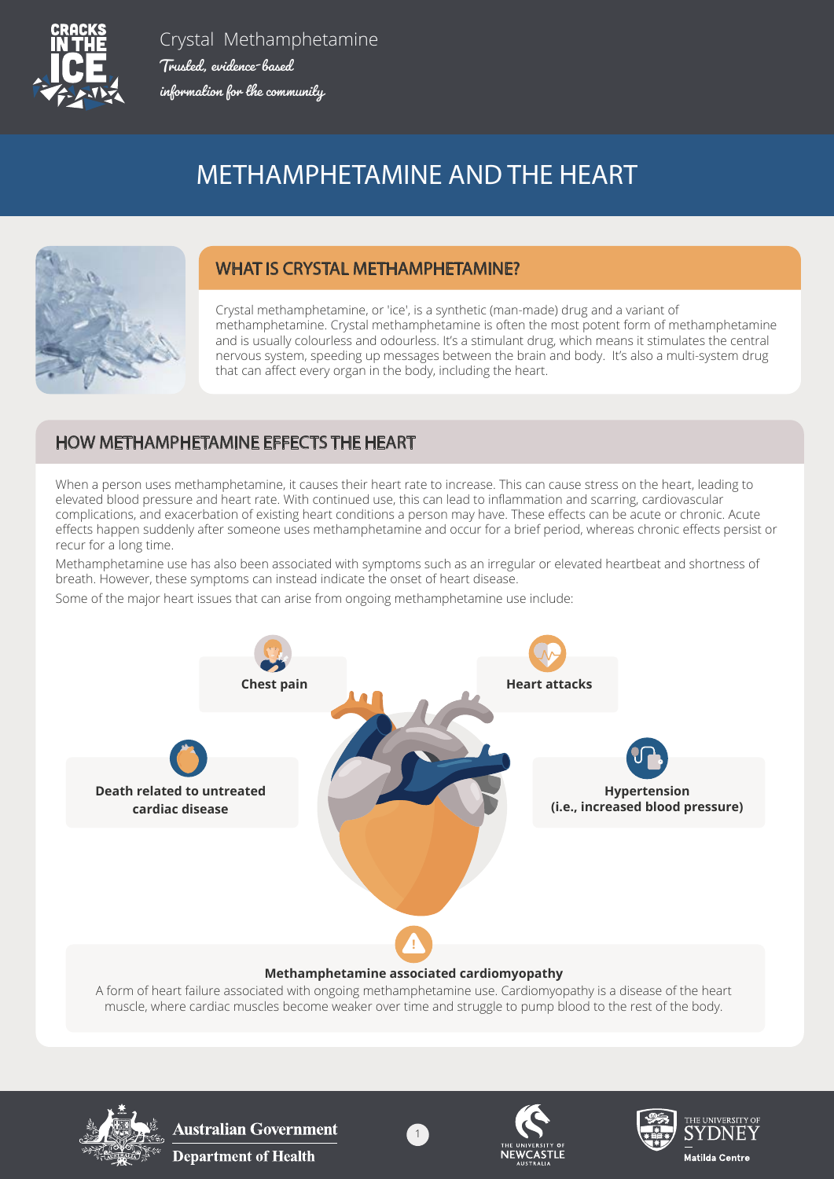Crystal Methamphetamine

*Trusted, evidence-based information for the community*

# METHAMPHETAMINE AND THE HEART

## WHAT IS CRYSTAL METHAMPHETAMINE?

Crystal methamphetamine, or 'ice', is a synthetic (man-made) drug and a variant of methamphetamine. Crystal methamphetamine is often the most potent form of methamphetamine and is usually colourless and odourless. It's a stimulant drug, which means it stimulates the central nervous system, speeding up messages between the brain and body. It's also a multi-system drug that can affect every organ in the body, including the heart.

## HOW METHAMPHETAMINE EFFECTS THE HEART

When a person uses methamphetamine, it causes their heart rate to increase. This can cause stress on the heart, leading to elevated blood pressure and heart rate. With continued use, this can lead to inflammation and scarring, cardiovascular complications, and exacerbation of existing heart conditions a person may have. These effects can be acute or chronic. Acute effects happen suddenly after someone uses methamphetamine and occur for a brief period, whereas chronic effects persist or recur for a long time.

Methamphetamine use has also been associated with symptoms such as an irregular or elevated heartbeat and shortness of breath. However, these symptoms can instead indicate the onset of heart disease.

Some of the major heart issues that can arise from ongoing methamphetamine use include:

- **Chest pain**
- **Heart attacks**
- **Death related to untreated cardiac disease**
- **Hypertension (i.e., increased blood pressure)**

**Methamphetamine associated cardiomyopathy**

A form of heart failure associated with ongoing methamphetamine use. Cardiomyopathy is a disease of the heart muscle, where cardiac muscles become weaker over time and struggle to pump blood to the rest of the body.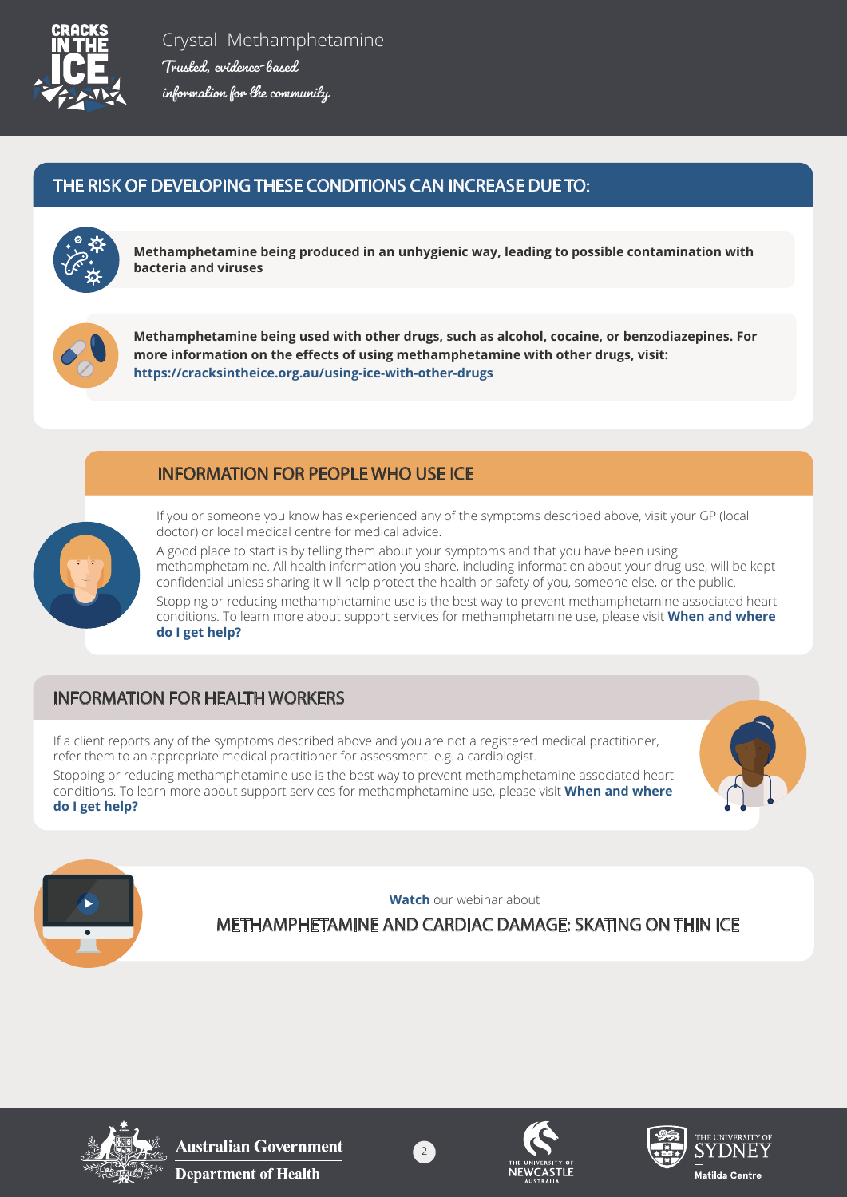## THE RISK OF DEVELOPING THESE CONDITIONS CAN INCREASE DUE TO:

**Methamphetamine being produced in an unhygienic way, leading to possible contamination with bacteria and viruses**

**Methamphetamine being used with other drugs, such as alcohol, cocaine, or benzodiazepines. For more information on the effects of using methamphetamine with other drugs, visit: https://cracksintheice.org.au/using-ice-with-other-drugs**

## INFORMATION FOR PEOPLE WHO USE ICE

If you or someone you know has experienced any of the symptoms described above, visit your GP (local doctor) or local medical centre for medical advice.

A good place to start is by telling them about your symptoms and that you have been using methamphetamine. All health information you share, including information about your drug use, will be kept confidential unless sharing it will help protect the health or safety of you, someone else, or the public.

Stopping or reducing methamphetamine use is the best way to prevent methamphetamine associated heart conditions. To learn more about support services for methamphetamine use, please visit **When and where do I get help?**

## INFORMATION FOR HEALTH WORKERS

If a client reports any of the symptoms described above and you are not a registered medical practitioner, refer them to an appropriate medical practitioner for assessment. e.g. a cardiologist.

Stopping or reducing methamphetamine use is the best way to prevent methamphetamine associated heart conditions. To learn more about support services for methamphetamine use, please visit **When and where do I get help?**

**Watch** our webinar about

METHAMPHETAMINE AND CARDIAC DAMAGE: SKATING ON THIN ICE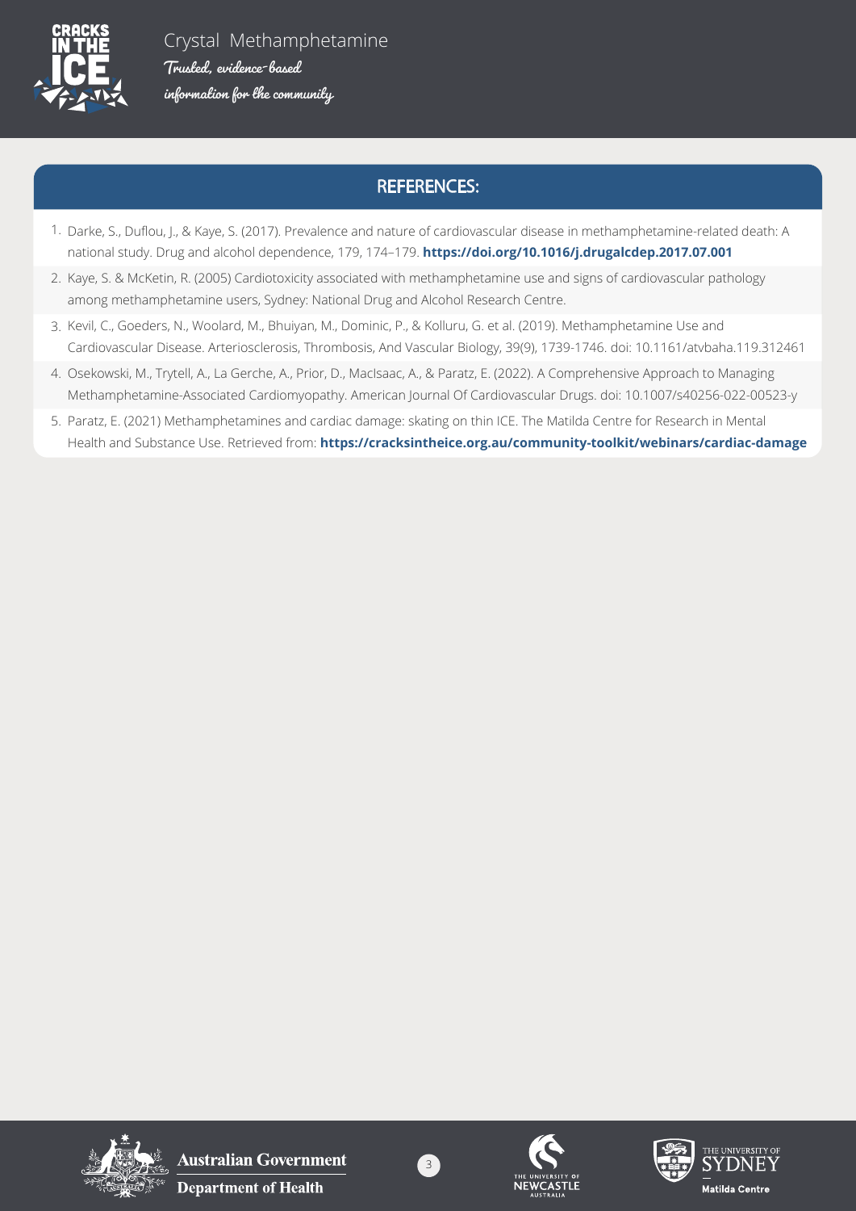## REFERENCES:

1. Darke, S., Duflou, J., & Kaye, S. (2017). Prevalence and nature of cardiovascular disease in methamphetamine-related death: A national study. Drug and alcohol dependence, 179, 174–179. **https://doi.org/10.1016/j.drugalcdep.2017.07.001**
2. Kaye, S. & McKetin, R. (2005) Cardiotoxicity associated with methamphetamine use and signs of cardiovascular pathology among methamphetamine users, Sydney: National Drug and Alcohol Research Centre.
3. Kevil, C., Goeders, N., Woolard, M., Bhuiyan, M., Dominic, P., & Kolluru, G. et al. (2019). Methamphetamine Use and Cardiovascular Disease. Arteriosclerosis, Thrombosis, And Vascular Biology, 39(9), 1739-1746. doi: 10.1161/atvbaha.119.312461
4. Osekowski, M., Trytell, A., La Gerche, A., Prior, D., MacIsaac, A., & Paratz, E. (2022). A Comprehensive Approach to Managing Methamphetamine-Associated Cardiomyopathy. American Journal Of Cardiovascular Drugs. doi: 10.1007/s40256-022-00523-y
5. Paratz, E. (2021) Methamphetamines and cardiac damage: skating on thin ICE. The Matilda Centre for Research in Mental Health and Substance Use. Retrieved from: **https://cracksintheice.org.au/community-toolkit/webinars/cardiac-damage**